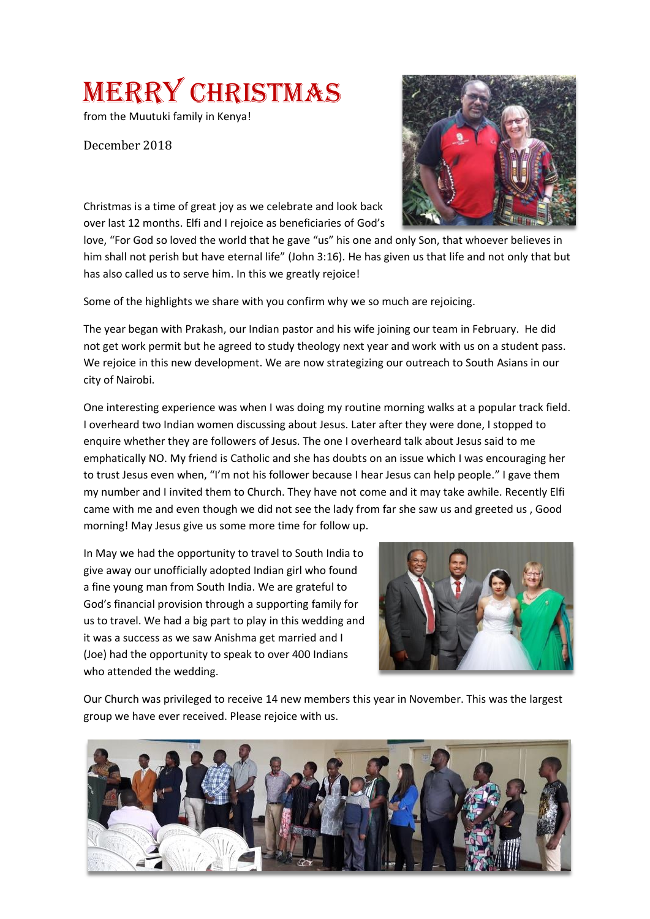# MERRY CHRISTMAS

from the Muutuki family in Kenya!

December 2018

Christmas is a time of great joy as we celebrate and look back over last 12 months. Elfi and I rejoice as beneficiaries of God's love, "For God so loved the world that he gave "us" his one and only Son, that whoever believes in him shall not perish but have eternal life" (John 3:16). He has given us that life and not only that but has also called us to serve him. In this we greatly rejoice!

Some of the highlights we share with you confirm why we so much are rejoicing.

The year began with Prakash, our Indian pastor and his wife joining our team in February. He did not get work permit but he agreed to study theology next year and work with us on a student pass. We rejoice in this new development. We are now strategizing our outreach to South Asians in our city of Nairobi.

One interesting experience was when I was doing my routine morning walks at a popular track field. I overheard two Indian women discussing about Jesus. Later after they were done, I stopped to enquire whether they are followers of Jesus. The one I overheard talk about Jesus said to me emphatically NO. My friend is Catholic and she has doubts on an issue which I was encouraging her to trust Jesus even when, "I'm not his follower because I hear Jesus can help people." I gave them my number and I invited them to Church. They have not come and it may take awhile. Recently Elfi came with me and even though we did not see the lady from far she saw us and greeted us , Good morning! May Jesus give us some more time for follow up.

In May we had the opportunity to travel to South India to give away our unofficially adopted Indian girl who found a fine young man from South India. We are grateful to God's financial provision through a supporting family for us to travel. We had a big part to play in this wedding and it was a success as we saw Anishma get married and I (Joe) had the opportunity to speak to over 400 Indians who attended the wedding.

Our Church was privileged to receive 14 new members this year in November. This was the largest group we have ever received. Please rejoice with us.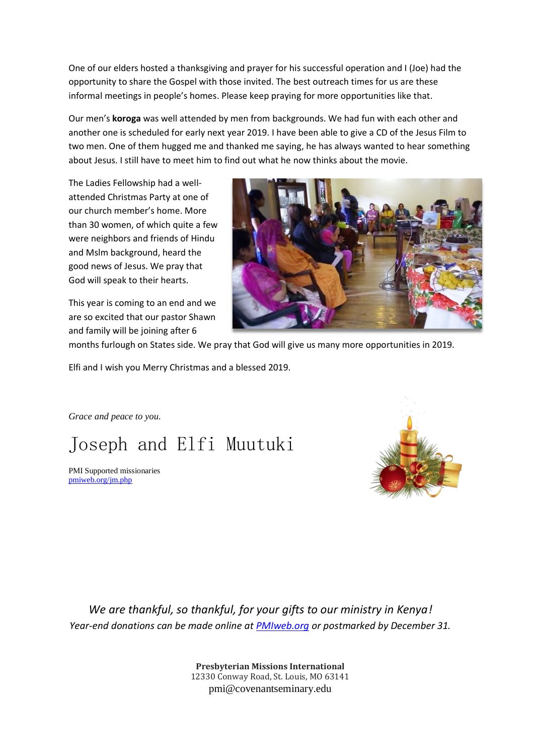One of our elders hosted a thanksgiving and prayer for his successful operation and I (Joe) had the opportunity to share the Gospel with those invited. The best outreach times for us are these informal meetings in people's homes. Please keep praying for more opportunities like that.

Our men's **koroga** was well attended by men from backgrounds. We had fun with each other and another one is scheduled for early next year 2019. I have been able to give a CD of the Jesus Film to two men. One of them hugged me and thanked me saying, he has always wanted to hear something about Jesus. I still have to meet him to find out what he now thinks about the movie.

The Ladies Fellowship had a well-attended Christmas Party at one of our church member's home. More than 30 women, of which quite a few were neighbors and friends of Hindu and Mslm background, heard the good news of Jesus. We pray that God will speak to their hearts.

This year is coming to an end and we are so excited that our pastor Shawn and family will be joining after 6 months furlough on States side. We pray that God will give us many more opportunities in 2019.

Elfi and I wish you Merry Christmas and a blessed 2019.

*Grace and peace to you.*

Joseph and Elfi Muutuki

PMI Supported missionaries
pmiweb.org/jm.php

*We are thankful, so thankful, for your gifts to our ministry in Kenya!*
*Year-end donations can be made online at PMIweb.org or postmarked by December 31.*

**Presbyterian Missions International**
12330 Conway Road, St. Louis, MO 63141
pmi@covenantseminary.edu